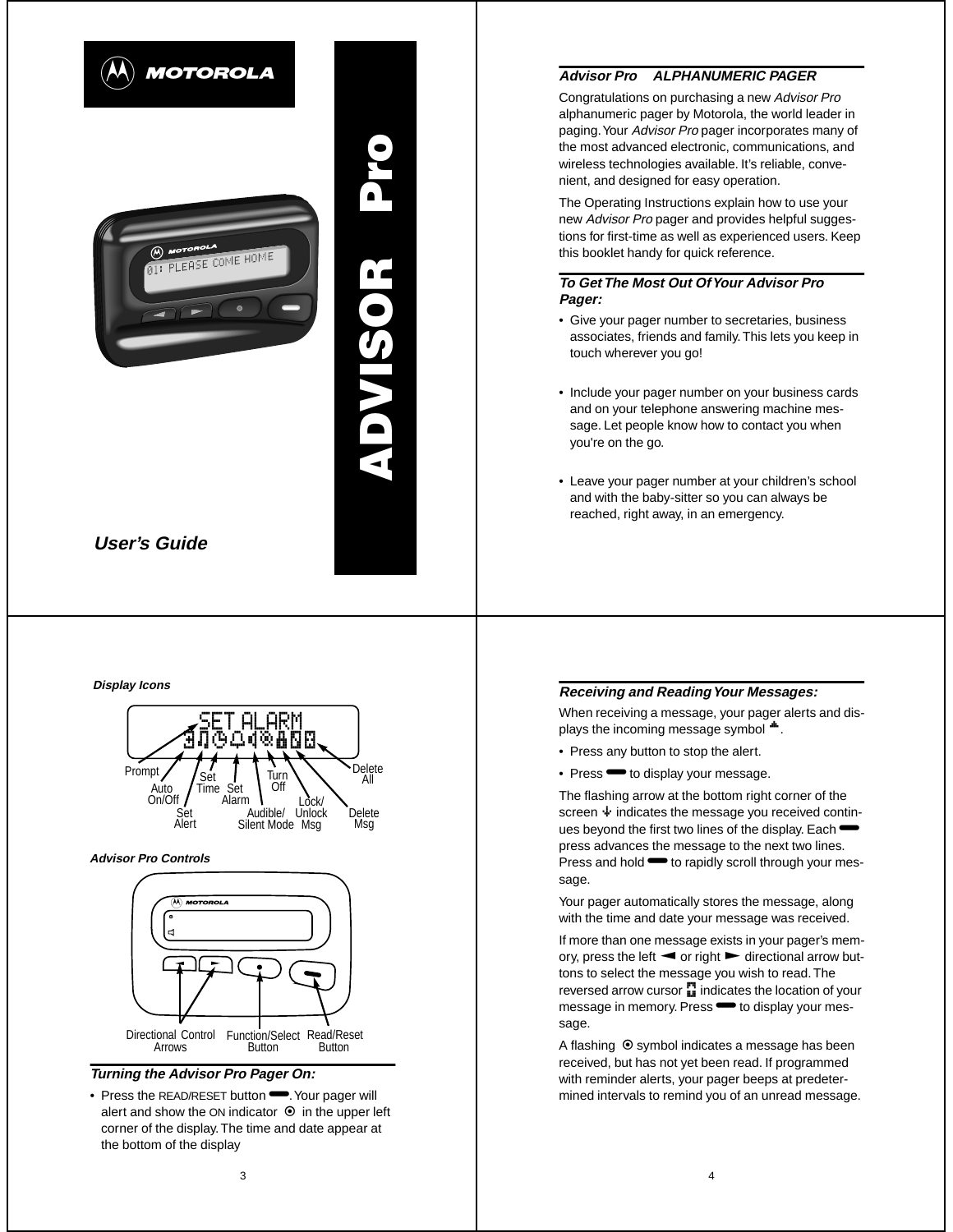# MOTOROLA

# ADVISOR Pro

01: PLEASE COME HOME

*User's Guide*

---

### *Advisor Pro ALPHANUMERIC PAGER*

Congratulations on purchasing a new *Advisor Pro* alphanumeric pager by Motorola, the world leader in paging. Your *Advisor Pro* pager incorporates many of the most advanced electronic, communications, and wireless technologies available. It's reliable, convenient, and designed for easy operation.

The Operating Instructions explain how to use your new *Advisor Pro* pager and provides helpful suggestions for first-time as well as experienced users. Keep this booklet handy for quick reference.

### *To Get The Most Out Of Your Advisor Pro Pager:*

- Give your pager number to secretaries, business associates, friends and family. This lets you keep in touch wherever you go!
- Include your pager number on your business cards and on your telephone answering machine message. Let people know how to contact you when you're on the go.
- Leave your pager number at your children's school and with the baby-sitter so you can always be reached, right away, in an emergency.

---

### *Display Icons*

SET ALARM

Prompt, Auto On/Off, Set Alert, Set Time, Set Alarm, Audible/Silent Mode, Turn Off, Lock/Unlock Msg, Delete Msg, Delete All

### *Advisor Pro Controls*

MOTOROLA

Directional Control Arrows, Function/Select Button, Read/Reset Button

### *Turning the Advisor Pro Pager On:*

- Press the READ/RESET button. Your pager will alert and show the ON indicator ⊙ in the upper left corner of the display. The time and date appear at the bottom of the display

---

### *Receiving and Reading Your Messages:*

When receiving a message, your pager alerts and displays the incoming message symbol.

- Press any button to stop the alert.
- Press to display your message.

The flashing arrow at the bottom right corner of the screen indicates the message you received continues beyond the first two lines of the display. Each press advances the message to the next two lines. Press and hold to rapidly scroll through your message.

Your pager automatically stores the message, along with the time and date your message was received.

If more than one message exists in your pager's memory, press the left ◄ or right ► directional arrow buttons to select the message you wish to read. The reversed arrow cursor indicates the location of your message in memory. Press to display your message.

A flashing ⊙ symbol indicates a message has been received, but has not yet been read. If programmed with reminder alerts, your pager beeps at predetermined intervals to remind you of an unread message.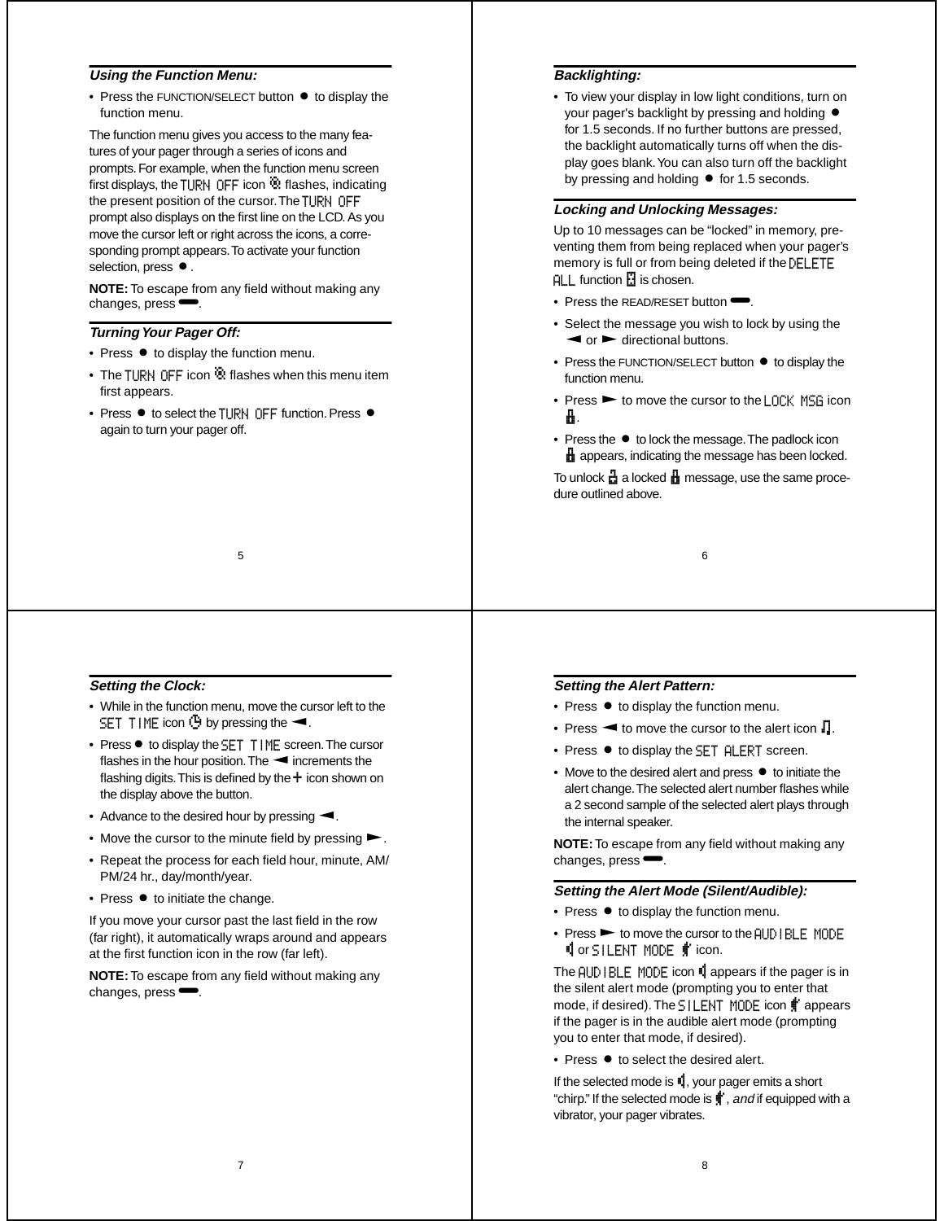### *Using the Function Menu:*

- Press the FUNCTION/SELECT button ● to display the function menu.

The function menu gives you access to the many features of your pager through a series of icons and prompts. For example, when the function menu screen first displays, the TURN OFF icon flashes, indicating the present position of the cursor. The TURN OFF prompt also displays on the first line on the LCD. As you move the cursor left or right across the icons, a corresponding prompt appears. To activate your function selection, press ● .

**NOTE:** To escape from any field without making any changes, press ▬.

### *Turning Your Pager Off:*

- Press ● to display the function menu.
- The TURN OFF icon flashes when this menu item first appears.
- Press ● to select the TURN OFF function. Press ● again to turn your pager off.

### *Backlighting:*

- To view your display in low light conditions, turn on your pager's backlight by pressing and holding ● for 1.5 seconds. If no further buttons are pressed, the backlight automatically turns off when the display goes blank. You can also turn off the backlight by pressing and holding ● for 1.5 seconds.

### *Locking and Unlocking Messages:*

Up to 10 messages can be "locked" in memory, preventing them from being replaced when your pager's memory is full or from being deleted if the DELETE ALL function is chosen.

- Press the READ/RESET button ▬.
- Select the message you wish to lock by using the ◄ or ► directional buttons.
- Press the FUNCTION/SELECT button ● to display the function menu.
- Press ► to move the cursor to the LOCK MSG icon .
- Press the ● to lock the message. The padlock icon appears, indicating the message has been locked.

To unlock a locked message, use the same procedure outlined above.

### *Setting the Clock:*

- While in the function menu, move the cursor left to the SET TIME icon by pressing the ◄.
- Press ● to display the SET TIME screen. The cursor flashes in the hour position. The ◄ increments the flashing digits. This is defined by the + icon shown on the display above the button.
- Advance to the desired hour by pressing ◄.
- Move the cursor to the minute field by pressing ►.
- Repeat the process for each field hour, minute, AM/PM/24 hr., day/month/year.
- Press ● to initiate the change.

If you move your cursor past the last field in the row (far right), it automatically wraps around and appears at the first function icon in the row (far left).

**NOTE:** To escape from any field without making any changes, press ▬.

### *Setting the Alert Pattern:*

- Press ● to display the function menu.
- Press ◄ to move the cursor to the alert icon .
- Press ● to display the SET ALERT screen.
- Move to the desired alert and press ● to initiate the alert change. The selected alert number flashes while a 2 second sample of the selected alert plays through the internal speaker.

**NOTE:** To escape from any field without making any changes, press ▬.

### *Setting the Alert Mode (Silent/Audible):*

- Press ● to display the function menu.
- Press ► to move the cursor to the AUDIBLE MODE or SILENT MODE icon.

The AUDIBLE MODE icon appears if the pager is in the silent alert mode (prompting you to enter that mode, if desired). The SILENT MODE icon appears if the pager is in the audible alert mode (prompting you to enter that mode, if desired).

- Press ● to select the desired alert.

If the selected mode is , your pager emits a short "chirp." If the selected mode is , *and* if equipped with a vibrator, your pager vibrates.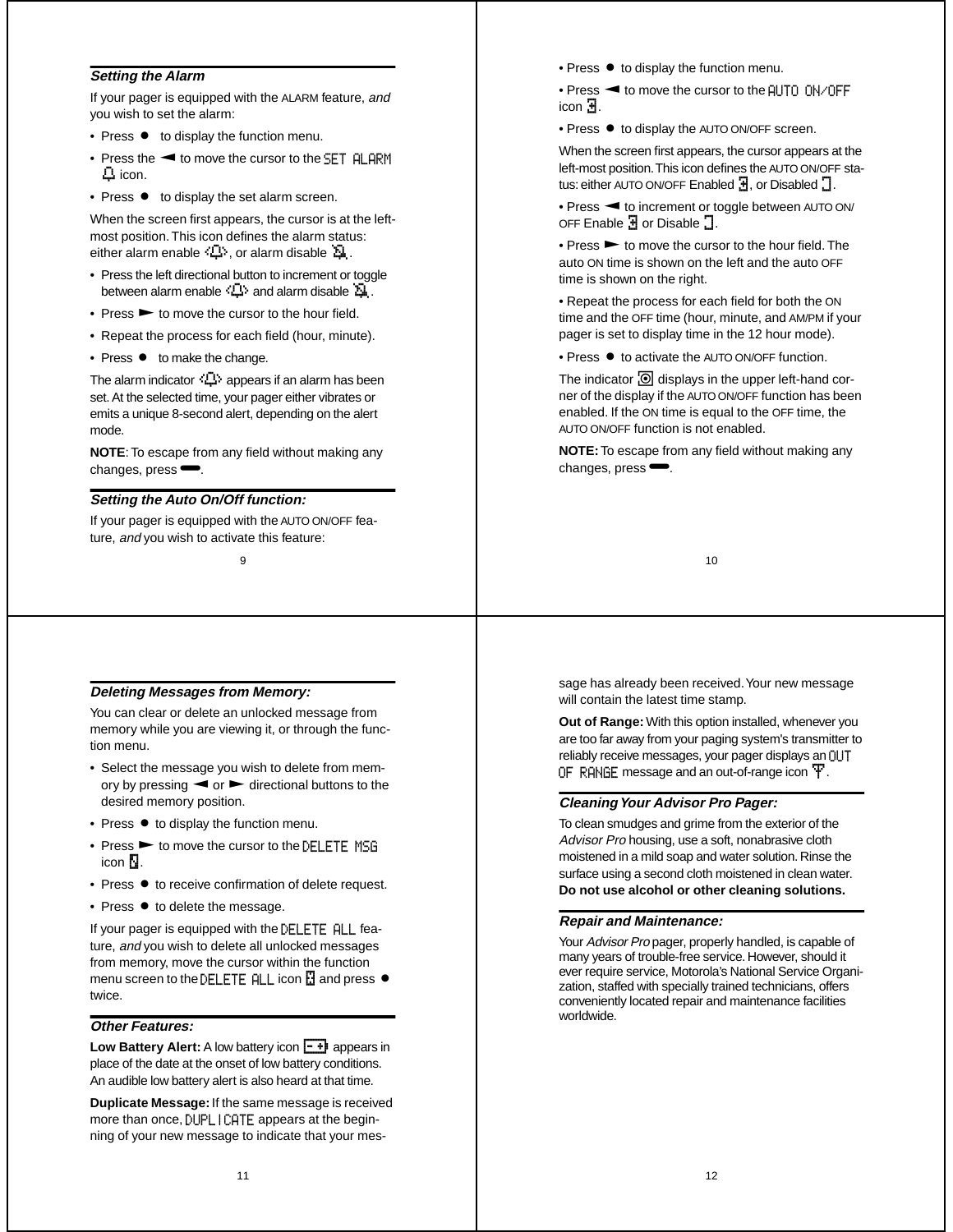### Setting the Alarm

If your pager is equipped with the ALARM feature, *and* you wish to set the alarm:

- Press ● to display the function menu.
- Press the ◄ to move the cursor to the SET ALARM icon.
- Press ● to display the set alarm screen.

When the screen first appears, the cursor is at the left-most position. This icon defines the alarm status: either alarm enable, or alarm disable.

- Press the left directional button to increment or toggle between alarm enable and alarm disable.
- Press ► to move the cursor to the hour field.
- Repeat the process for each field (hour, minute).
- Press ● to make the change.

The alarm indicator appears if an alarm has been set. At the selected time, your pager either vibrates or emits a unique 8-second alert, depending on the alert mode.

**NOTE**: To escape from any field without making any changes, press ▬.

### Setting the Auto On/Off function:

If your pager is equipped with the AUTO ON/OFF feature, *and* you wish to activate this feature:

- Press ● to display the function menu.
- Press ◄ to move the cursor to the AUTO ON/OFF icon.
- Press ● to display the AUTO ON/OFF screen.

When the screen first appears, the cursor appears at the left-most position. This icon defines the AUTO ON/OFF status: either AUTO ON/OFF Enabled, or Disabled.

- Press ◄ to increment or toggle between AUTO ON/OFF Enable or Disable.
- Press ► to move the cursor to the hour field. The auto ON time is shown on the left and the auto OFF time is shown on the right.
- Repeat the process for each field for both the ON time and the OFF time (hour, minute, and AM/PM if your pager is set to display time in the 12 hour mode).
- Press ● to activate the AUTO ON/OFF function.

The indicator displays in the upper left-hand corner of the display if the AUTO ON/OFF function has been enabled. If the ON time is equal to the OFF time, the AUTO ON/OFF function is not enabled.

**NOTE:** To escape from any field without making any changes, press ▬.

### Deleting Messages from Memory:

You can clear or delete an unlocked message from memory while you are viewing it, or through the function menu.

- Select the message you wish to delete from memory by pressing ◄ or ► directional buttons to the desired memory position.
- Press ● to display the function menu.
- Press ► to move the cursor to the DELETE MSG icon.
- Press ● to receive confirmation of delete request.
- Press ● to delete the message.

If your pager is equipped with the DELETE ALL feature, *and* you wish to delete all unlocked messages from memory, move the cursor within the function menu screen to the DELETE ALL icon and press ● twice.

### Other Features:

**Low Battery Alert:** A low battery icon appears in place of the date at the onset of low battery conditions. An audible low battery alert is also heard at that time.

**Duplicate Message:** If the same message is received more than once, DUPLICATE appears at the beginning of your new message to indicate that your message has already been received. Your new message will contain the latest time stamp.

**Out of Range:** With this option installed, whenever you are too far away from your paging system's transmitter to reliably receive messages, your pager displays an OUT OF RANGE message and an out-of-range icon.

### Cleaning Your Advisor Pro Pager:

To clean smudges and grime from the exterior of the *Advisor Pro* housing, use a soft, nonabrasive cloth moistened in a mild soap and water solution. Rinse the surface using a second cloth moistened in clean water. **Do not use alcohol or other cleaning solutions.**

### Repair and Maintenance:

Your *Advisor Pro* pager, properly handled, is capable of many years of trouble-free service. However, should it ever require service, Motorola's National Service Organization, staffed with specially trained technicians, offers conveniently located repair and maintenance facilities worldwide.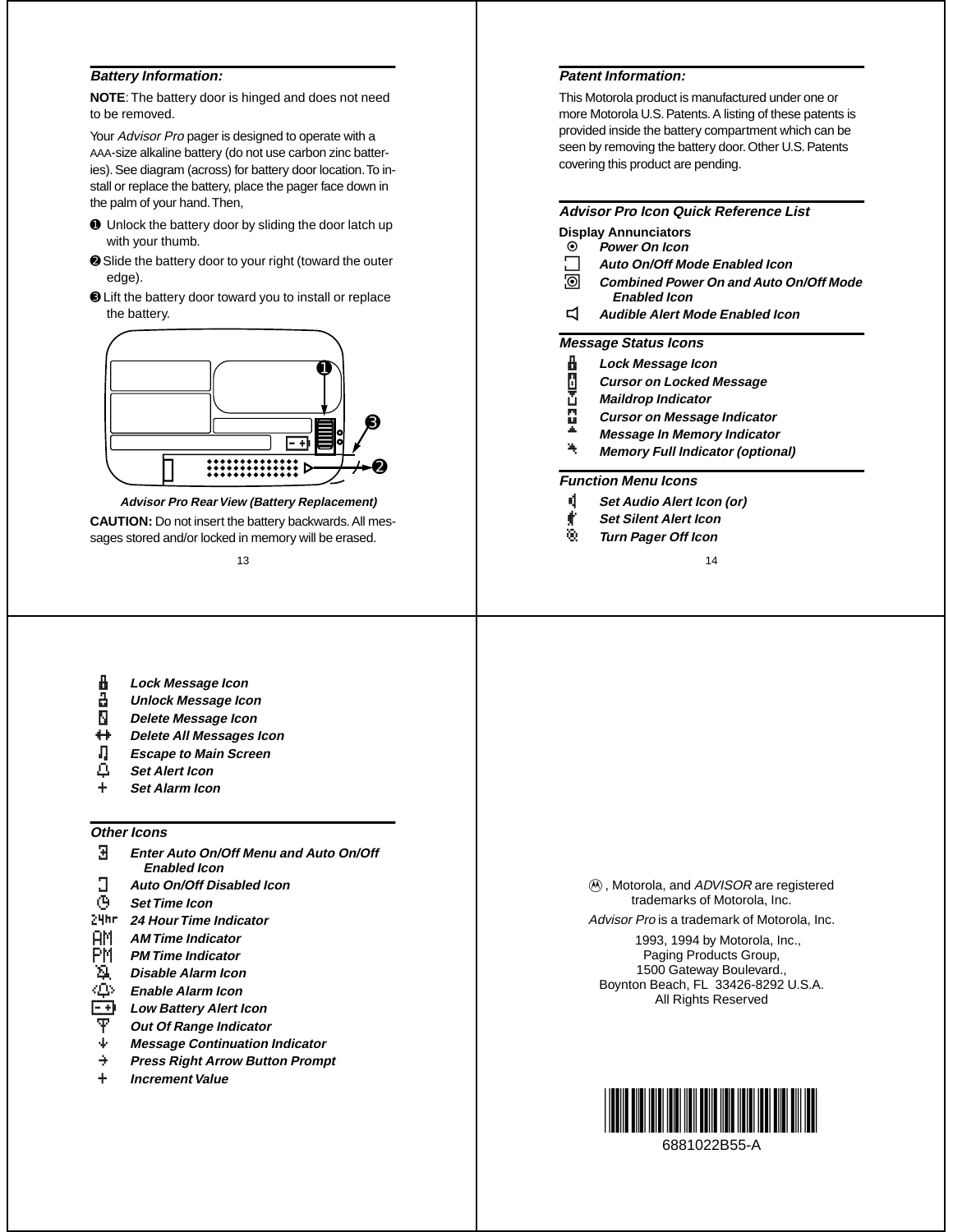### Battery Information:

**NOTE**: The battery door is hinged and does not need to be removed.

Your *Advisor Pro* pager is designed to operate with a AAA-size alkaline battery (do not use carbon zinc batteries). See diagram (across) for battery door location. To install or replace the battery, place the pager face down in the palm of your hand. Then,

❶ Unlock the battery door by sliding the door latch up with your thumb.

❷ Slide the battery door to your right (toward the outer edge).

❸ Lift the battery door toward you to install or replace the battery.

***Advisor Pro Rear View (Battery Replacement)***

**CAUTION:** Do not insert the battery backwards. All messages stored and/or locked in memory will be erased.

### Patent Information:

This Motorola product is manufactured under one or more Motorola U.S. Patents. A listing of these patents is provided inside the battery compartment which can be seen by removing the battery door. Other U.S. Patents covering this product are pending.

### Advisor Pro Icon Quick Reference List

**Display Annunciators**

- ***Power On Icon***
- ***Auto On/Off Mode Enabled Icon***
- ***Combined Power On and Auto On/Off Mode Enabled Icon***
- ***Audible Alert Mode Enabled Icon***

### Message Status Icons

- ***Lock Message Icon***
- ***Cursor on Locked Message***
- ***Maildrop Indicator***
- ***Cursor on Message Indicator***
- ***Message In Memory Indicator***
- ***Memory Full Indicator (optional)***

### Function Menu Icons

- ***Set Audio Alert Icon (or)***
- ***Set Silent Alert Icon***
- ***Turn Pager Off Icon***
- ***Lock Message Icon***
- ***Unlock Message Icon***
- ***Delete Message Icon***
- ***Delete All Messages Icon***
- ***Escape to Main Screen***
- ***Set Alert Icon***
- ***Set Alarm Icon***

### Other Icons

- ***Enter Auto On/Off Menu and Auto On/Off Enabled Icon***
- ***Auto On/Off Disabled Icon***
- ***Set Time Icon***
- 24hr ***24 Hour Time Indicator***
- AM ***AM Time Indicator***
- PM ***PM Time Indicator***
- ***Disable Alarm Icon***
- ***Enable Alarm Icon***
- ***Low Battery Alert Icon***
- ***Out Of Range Indicator***
- ***Message Continuation Indicator***
- ***Press Right Arrow Button Prompt***
- ***Increment Value***

Ⓜ, Motorola, and *ADVISOR* are registered trademarks of Motorola, Inc.

*Advisor Pro* is a trademark of Motorola, Inc.

1993, 1994 by Motorola, Inc.,
Paging Products Group,
1500 Gateway Boulevard.,
Boynton Beach, FL 33426-8292 U.S.A.
All Rights Reserved

6881022B55-A